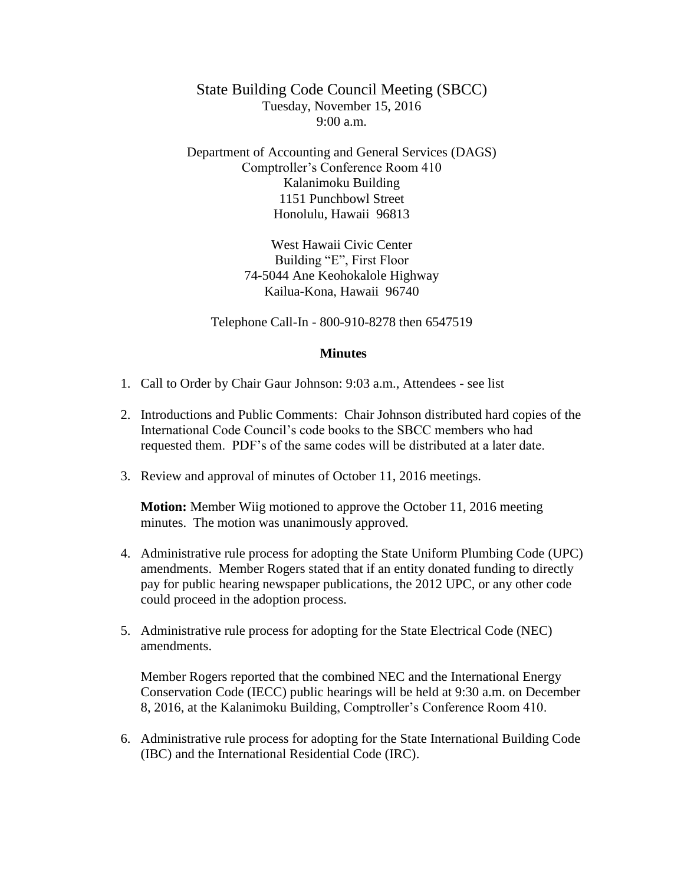# State Building Code Council Meeting (SBCC)

Tuesday, November 15, 2016
9:00 a.m.

Department of Accounting and General Services (DAGS)
Comptroller's Conference Room 410
Kalanimoku Building
1151 Punchbowl Street
Honolulu, Hawaii 96813

West Hawaii Civic Center
Building "E", First Floor
74-5044 Ane Keohokalole Highway
Kailua-Kona, Hawaii 96740

Telephone Call-In - 800-910-8278 then 6547519

## Minutes

1. Call to Order by Chair Gaur Johnson: 9:03 a.m., Attendees - see list

2. Introductions and Public Comments: Chair Johnson distributed hard copies of the International Code Council's code books to the SBCC members who had requested them. PDF's of the same codes will be distributed at a later date.

3. Review and approval of minutes of October 11, 2016 meetings.

   **Motion:** Member Wiig motioned to approve the October 11, 2016 meeting minutes. The motion was unanimously approved.

4. Administrative rule process for adopting the State Uniform Plumbing Code (UPC) amendments. Member Rogers stated that if an entity donated funding to directly pay for public hearing newspaper publications, the 2012 UPC, or any other code could proceed in the adoption process.

5. Administrative rule process for adopting for the State Electrical Code (NEC) amendments.

   Member Rogers reported that the combined NEC and the International Energy Conservation Code (IECC) public hearings will be held at 9:30 a.m. on December 8, 2016, at the Kalanimoku Building, Comptroller's Conference Room 410.

6. Administrative rule process for adopting for the State International Building Code (IBC) and the International Residential Code (IRC).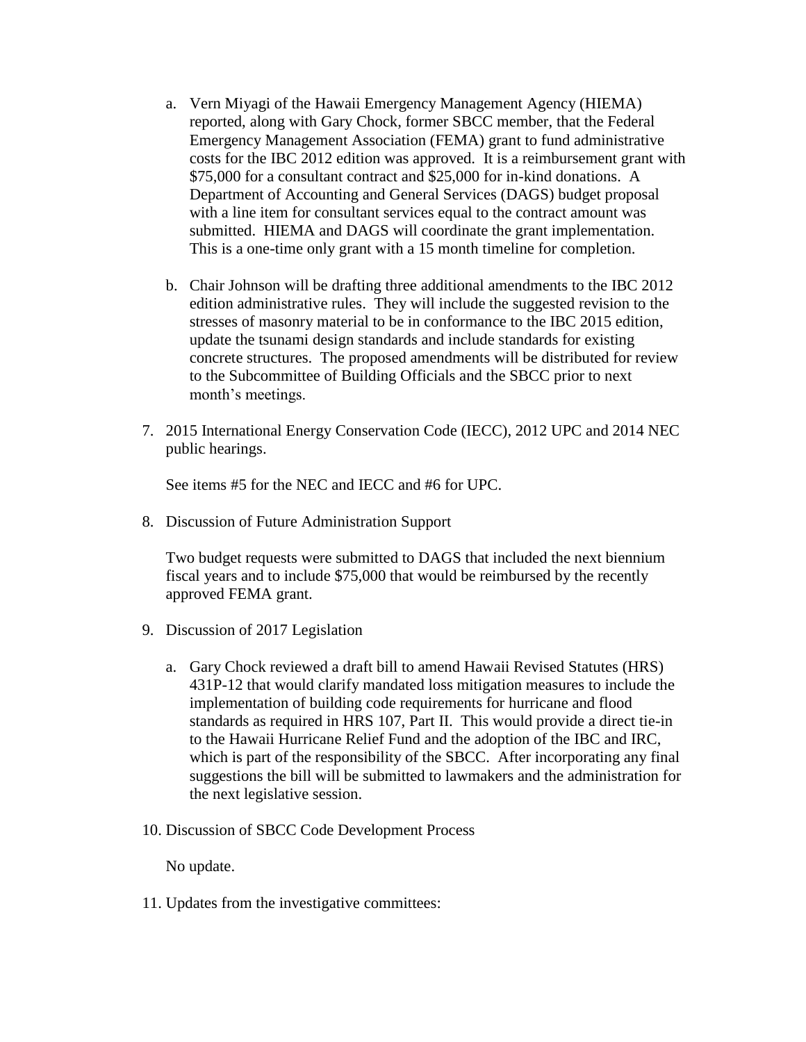a. Vern Miyagi of the Hawaii Emergency Management Agency (HIEMA) reported, along with Gary Chock, former SBCC member, that the Federal Emergency Management Association (FEMA) grant to fund administrative costs for the IBC 2012 edition was approved. It is a reimbursement grant with $75,000 for a consultant contract and $25,000 for in-kind donations. A Department of Accounting and General Services (DAGS) budget proposal with a line item for consultant services equal to the contract amount was submitted. HIEMA and DAGS will coordinate the grant implementation. This is a one-time only grant with a 15 month timeline for completion.

b. Chair Johnson will be drafting three additional amendments to the IBC 2012 edition administrative rules. They will include the suggested revision to the stresses of masonry material to be in conformance to the IBC 2015 edition, update the tsunami design standards and include standards for existing concrete structures. The proposed amendments will be distributed for review to the Subcommittee of Building Officials and the SBCC prior to next month's meetings.

7. 2015 International Energy Conservation Code (IECC), 2012 UPC and 2014 NEC public hearings.

   See items #5 for the NEC and IECC and #6 for UPC.

8. Discussion of Future Administration Support

   Two budget requests were submitted to DAGS that included the next biennium fiscal years and to include $75,000 that would be reimbursed by the recently approved FEMA grant.

9. Discussion of 2017 Legislation

   a. Gary Chock reviewed a draft bill to amend Hawaii Revised Statutes (HRS) 431P-12 that would clarify mandated loss mitigation measures to include the implementation of building code requirements for hurricane and flood standards as required in HRS 107, Part II. This would provide a direct tie-in to the Hawaii Hurricane Relief Fund and the adoption of the IBC and IRC, which is part of the responsibility of the SBCC. After incorporating any final suggestions the bill will be submitted to lawmakers and the administration for the next legislative session.

10. Discussion of SBCC Code Development Process

    No update.

11. Updates from the investigative committees: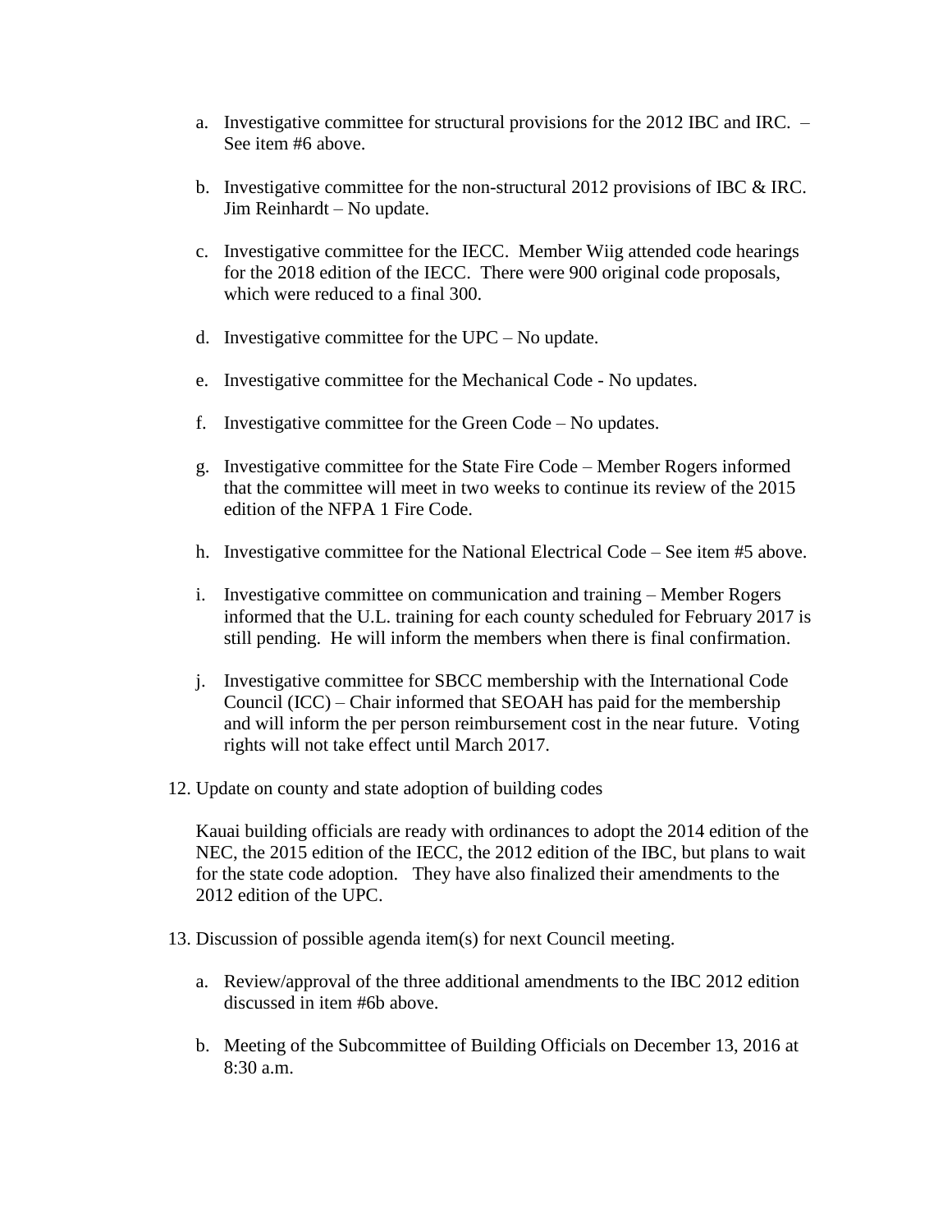a. Investigative committee for structural provisions for the 2012 IBC and IRC. – See item #6 above.

b. Investigative committee for the non-structural 2012 provisions of IBC & IRC. Jim Reinhardt – No update.

c. Investigative committee for the IECC. Member Wiig attended code hearings for the 2018 edition of the IECC. There were 900 original code proposals, which were reduced to a final 300.

d. Investigative committee for the UPC – No update.

e. Investigative committee for the Mechanical Code - No updates.

f. Investigative committee for the Green Code – No updates.

g. Investigative committee for the State Fire Code – Member Rogers informed that the committee will meet in two weeks to continue its review of the 2015 edition of the NFPA 1 Fire Code.

h. Investigative committee for the National Electrical Code – See item #5 above.

i. Investigative committee on communication and training – Member Rogers informed that the U.L. training for each county scheduled for February 2017 is still pending. He will inform the members when there is final confirmation.

j. Investigative committee for SBCC membership with the International Code Council (ICC) – Chair informed that SEOAH has paid for the membership and will inform the per person reimbursement cost in the near future. Voting rights will not take effect until March 2017.

12. Update on county and state adoption of building codes

Kauai building officials are ready with ordinances to adopt the 2014 edition of the NEC, the 2015 edition of the IECC, the 2012 edition of the IBC, but plans to wait for the state code adoption. They have also finalized their amendments to the 2012 edition of the UPC.

13. Discussion of possible agenda item(s) for next Council meeting.

a. Review/approval of the three additional amendments to the IBC 2012 edition discussed in item #6b above.

b. Meeting of the Subcommittee of Building Officials on December 13, 2016 at 8:30 a.m.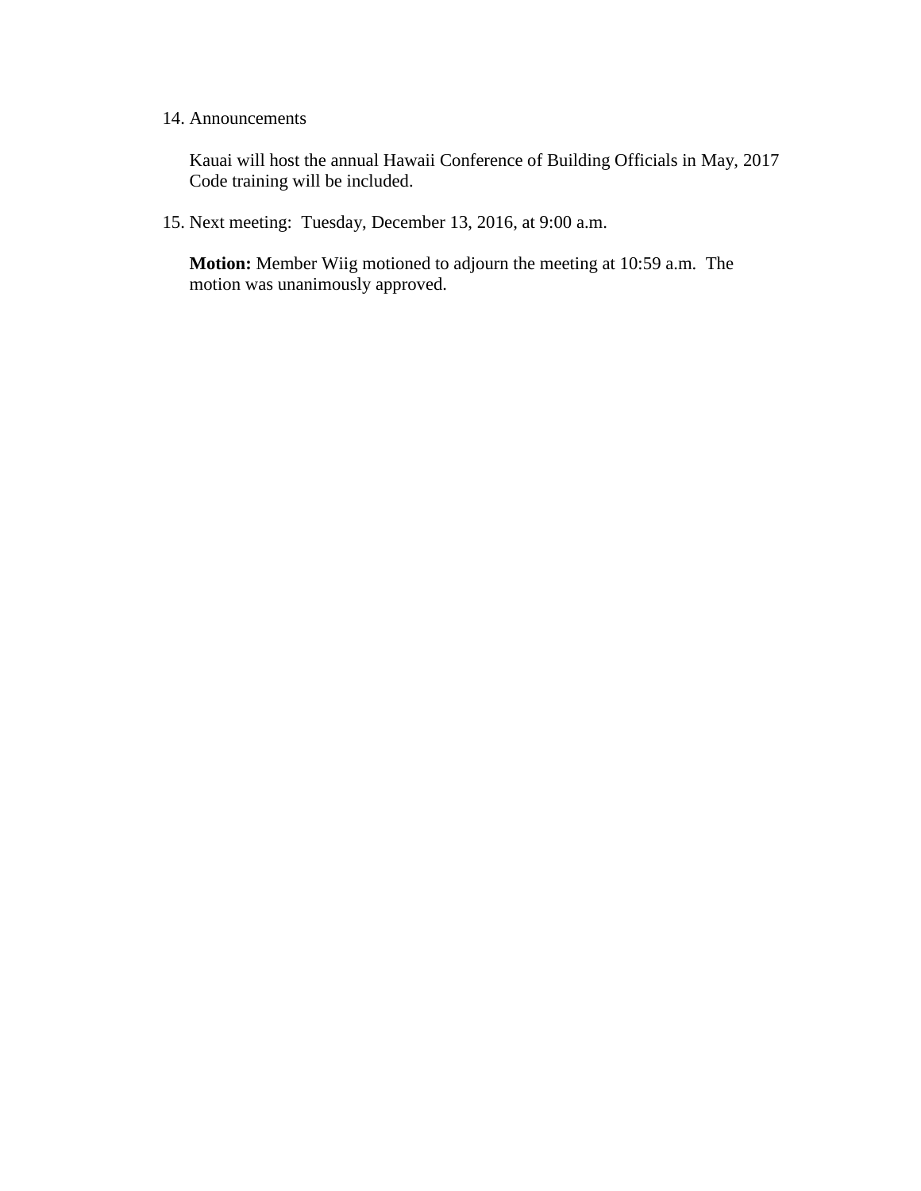14. Announcements

    Kauai will host the annual Hawaii Conference of Building Officials in May, 2017 Code training will be included.

15. Next meeting: Tuesday, December 13, 2016, at 9:00 a.m.

    **Motion:** Member Wiig motioned to adjourn the meeting at 10:59 a.m. The motion was unanimously approved.